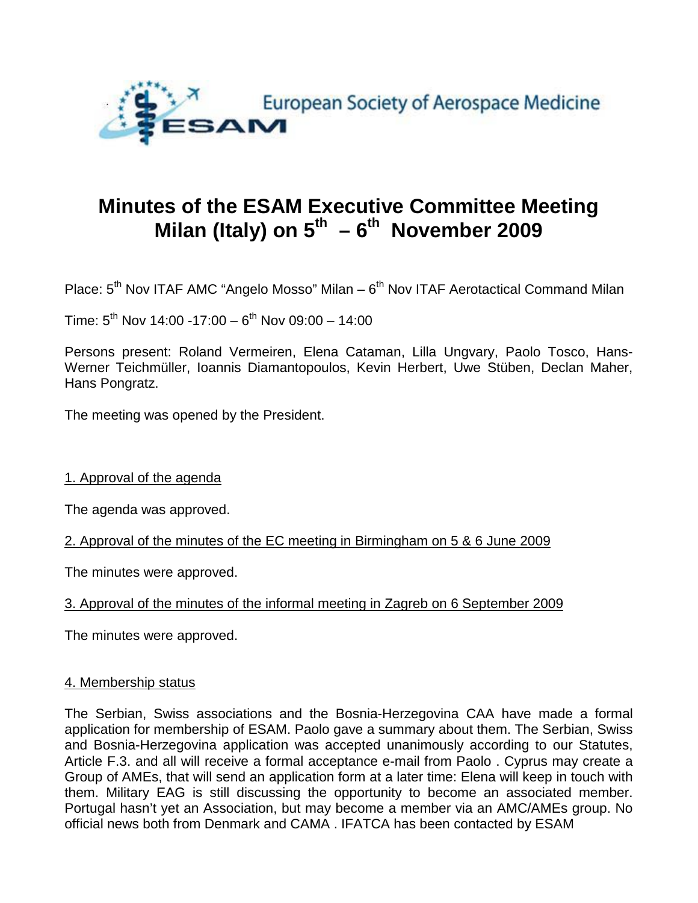European Society of Aerospace Medicine

# Minutes of the ESAM Executive Committee Meeting Milan (Italy) on 5th – 6th November 2009

Place: 5th Nov ITAF AMC "Angelo Mosso" Milan – 6th Nov ITAF Aerotactical Command Milan

Time: 5th Nov 14:00 -17:00 – 6th Nov 09:00 – 14:00

Persons present: Roland Vermeiren, Elena Cataman, Lilla Ungvary, Paolo Tosco, Hans-Werner Teichmüller, Ioannis Diamantopoulos, Kevin Herbert, Uwe Stüben, Declan Maher, Hans Pongratz.

The meeting was opened by the President.

## 1. Approval of the agenda

The agenda was approved.

## 2. Approval of the minutes of the EC meeting in Birmingham on 5 & 6 June 2009

The minutes were approved.

## 3. Approval of the minutes of the informal meeting in Zagreb on 6 September 2009

The minutes were approved.

## 4. Membership status

The Serbian, Swiss associations and the Bosnia-Herzegovina CAA have made a formal application for membership of ESAM. Paolo gave a summary about them. The Serbian, Swiss and Bosnia-Herzegovina application was accepted unanimously according to our Statutes, Article F.3. and all will receive a formal acceptance e-mail from Paolo . Cyprus may create a Group of AMEs, that will send an application form at a later time: Elena will keep in touch with them. Military EAG is still discussing the opportunity to become an associated member. Portugal hasn't yet an Association, but may become a member via an AMC/AMEs group. No official news both from Denmark and CAMA . IFATCA has been contacted by ESAM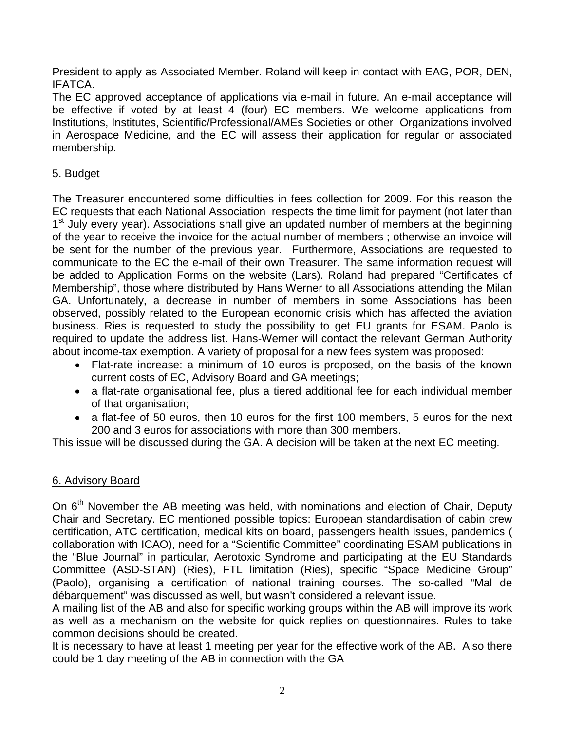President to apply as Associated Member. Roland will keep in contact with EAG, POR, DEN, IFATCA.

The EC approved acceptance of applications via e-mail in future. An e-mail acceptance will be effective if voted by at least 4 (four) EC members. We welcome applications from Institutions, Institutes, Scientific/Professional/AMEs Societies or other Organizations involved in Aerospace Medicine, and the EC will assess their application for regular or associated membership.

## 5. Budget

The Treasurer encountered some difficulties in fees collection for 2009. For this reason the EC requests that each National Association respects the time limit for payment (not later than 1st July every year). Associations shall give an updated number of members at the beginning of the year to receive the invoice for the actual number of members ; otherwise an invoice will be sent for the number of the previous year. Furthermore, Associations are requested to communicate to the EC the e-mail of their own Treasurer. The same information request will be added to Application Forms on the website (Lars). Roland had prepared "Certificates of Membership", those where distributed by Hans Werner to all Associations attending the Milan GA. Unfortunately, a decrease in number of members in some Associations has been observed, possibly related to the European economic crisis which has affected the aviation business. Ries is requested to study the possibility to get EU grants for ESAM. Paolo is required to update the address list. Hans-Werner will contact the relevant German Authority about income-tax exemption. A variety of proposal for a new fees system was proposed:

- Flat-rate increase: a minimum of 10 euros is proposed, on the basis of the known current costs of EC, Advisory Board and GA meetings;
- a flat-rate organisational fee, plus a tiered additional fee for each individual member of that organisation;
- a flat-fee of 50 euros, then 10 euros for the first 100 members, 5 euros for the next 200 and 3 euros for associations with more than 300 members.

This issue will be discussed during the GA. A decision will be taken at the next EC meeting.

## 6. Advisory Board

On 6th November the AB meeting was held, with nominations and election of Chair, Deputy Chair and Secretary. EC mentioned possible topics: European standardisation of cabin crew certification, ATC certification, medical kits on board, passengers health issues, pandemics ( collaboration with ICAO), need for a "Scientific Committee" coordinating ESAM publications in the "Blue Journal" in particular, Aerotoxic Syndrome and participating at the EU Standards Committee (ASD-STAN) (Ries), FTL limitation (Ries), specific "Space Medicine Group" (Paolo), organising a certification of national training courses. The so-called "Mal de débarquement" was discussed as well, but wasn't considered a relevant issue.

A mailing list of the AB and also for specific working groups within the AB will improve its work as well as a mechanism on the website for quick replies on questionnaires. Rules to take common decisions should be created.

It is necessary to have at least 1 meeting per year for the effective work of the AB. Also there could be 1 day meeting of the AB in connection with the GA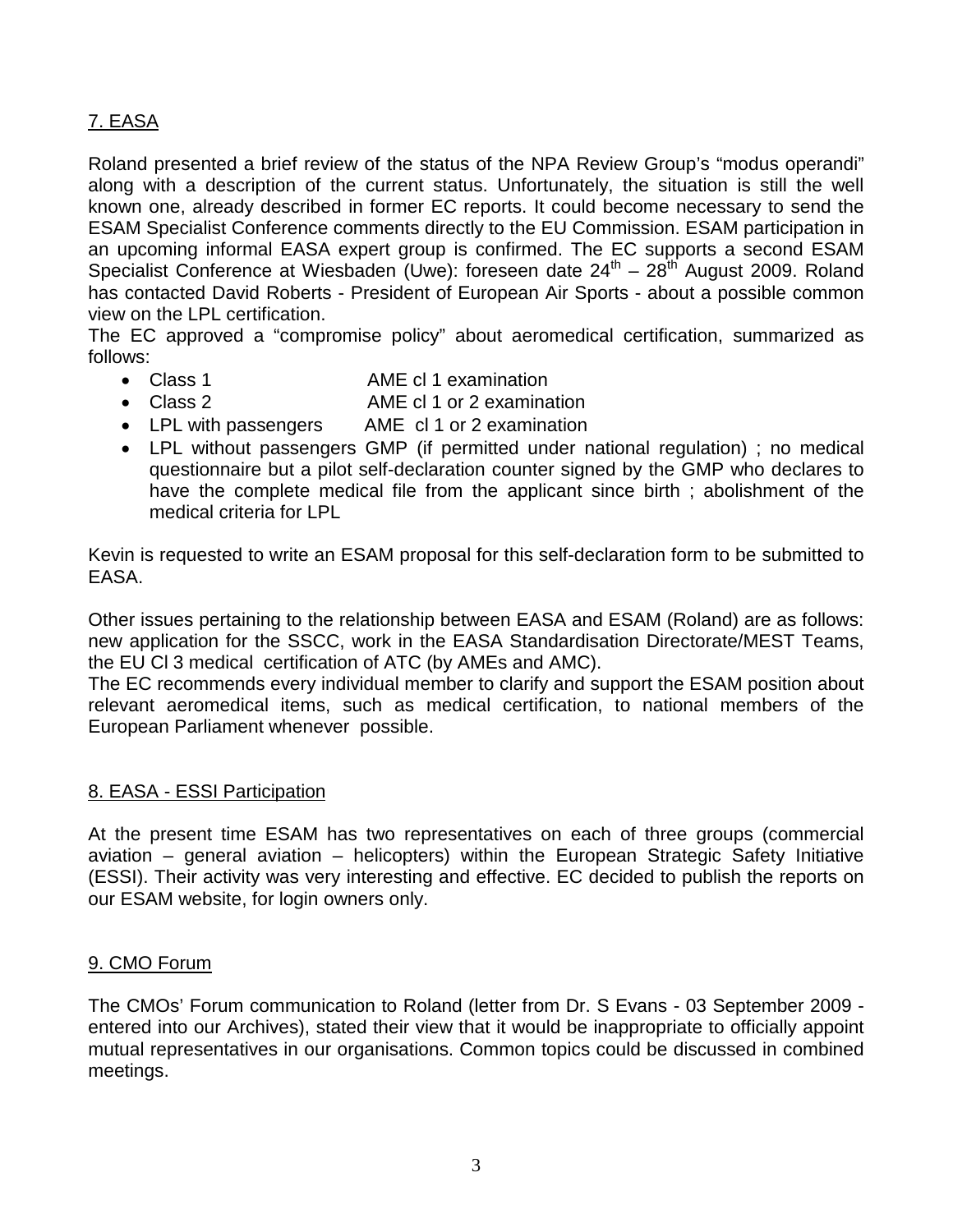## 7. EASA

Roland presented a brief review of the status of the NPA Review Group's "modus operandi" along with a description of the current status. Unfortunately, the situation is still the well known one, already described in former EC reports. It could become necessary to send the ESAM Specialist Conference comments directly to the EU Commission. ESAM participation in an upcoming informal EASA expert group is confirmed. The EC supports a second ESAM Specialist Conference at Wiesbaden (Uwe): foreseen date 24th – 28th August 2009. Roland has contacted David Roberts - President of European Air Sports - about a possible common view on the LPL certification.

The EC approved a "compromise policy" about aeromedical certification, summarized as follows:

- Class 1 AME cl 1 examination
- Class 2 AME cl 1 or 2 examination
- LPL with passengers AME cl 1 or 2 examination
- LPL without passengers GMP (if permitted under national regulation) ; no medical questionnaire but a pilot self-declaration counter signed by the GMP who declares to have the complete medical file from the applicant since birth ; abolishment of the medical criteria for LPL

Kevin is requested to write an ESAM proposal for this self-declaration form to be submitted to EASA.

Other issues pertaining to the relationship between EASA and ESAM (Roland) are as follows: new application for the SSCC, work in the EASA Standardisation Directorate/MEST Teams, the EU Cl 3 medical certification of ATC (by AMEs and AMC).

The EC recommends every individual member to clarify and support the ESAM position about relevant aeromedical items, such as medical certification, to national members of the European Parliament whenever possible.

## 8. EASA - ESSI Participation

At the present time ESAM has two representatives on each of three groups (commercial aviation – general aviation – helicopters) within the European Strategic Safety Initiative (ESSI). Their activity was very interesting and effective. EC decided to publish the reports on our ESAM website, for login owners only.

## 9. CMO Forum

The CMOs' Forum communication to Roland (letter from Dr. S Evans - 03 September 2009 - entered into our Archives), stated their view that it would be inappropriate to officially appoint mutual representatives in our organisations. Common topics could be discussed in combined meetings.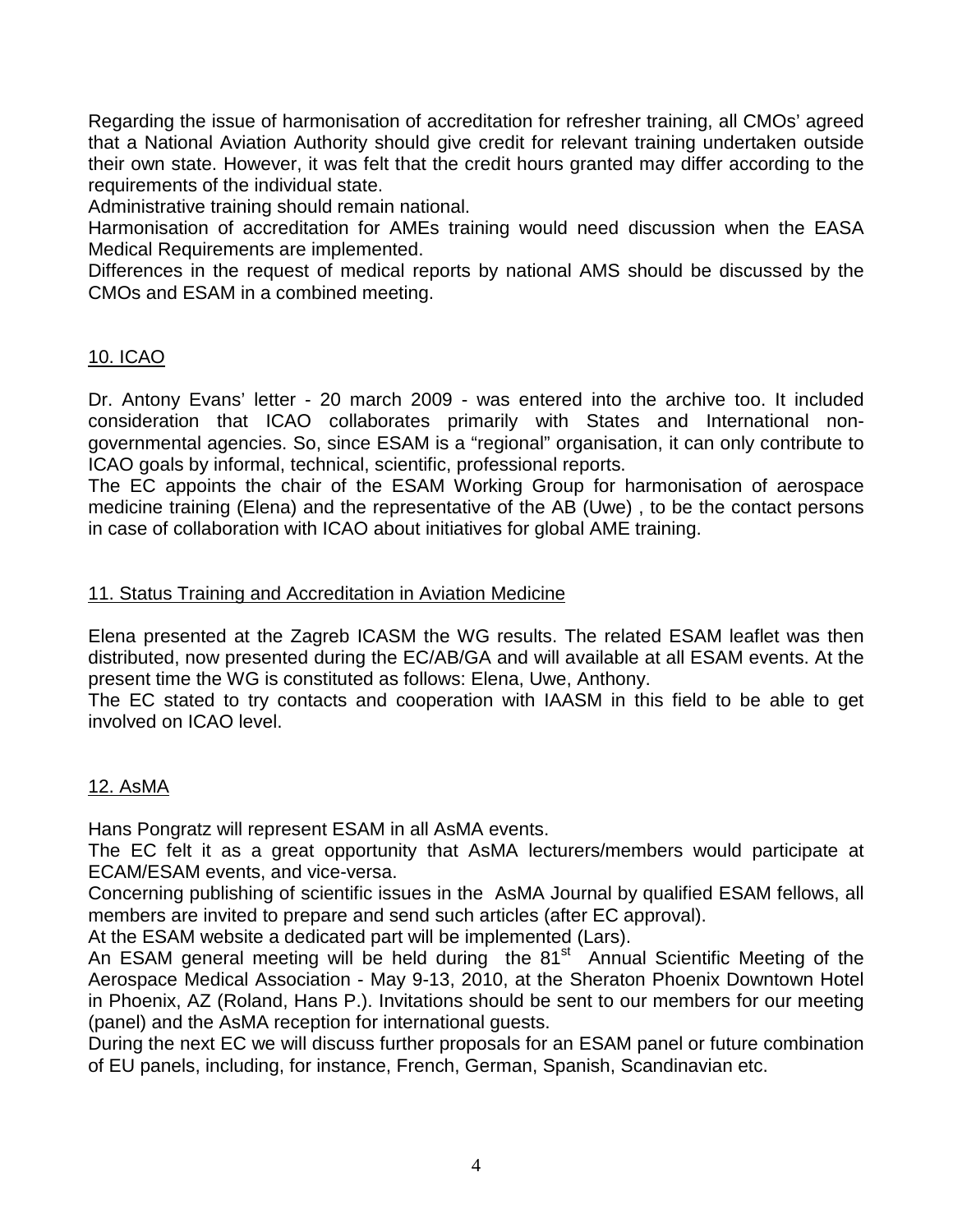Regarding the issue of harmonisation of accreditation for refresher training, all CMOs' agreed that a National Aviation Authority should give credit for relevant training undertaken outside their own state. However, it was felt that the credit hours granted may differ according to the requirements of the individual state.

Administrative training should remain national.

Harmonisation of accreditation for AMEs training would need discussion when the EASA Medical Requirements are implemented.

Differences in the request of medical reports by national AMS should be discussed by the CMOs and ESAM in a combined meeting.

## 10. ICAO

Dr. Antony Evans' letter - 20 march 2009 - was entered into the archive too. It included consideration that ICAO collaborates primarily with States and International non-governmental agencies. So, since ESAM is a "regional" organisation, it can only contribute to ICAO goals by informal, technical, scientific, professional reports.

The EC appoints the chair of the ESAM Working Group for harmonisation of aerospace medicine training (Elena) and the representative of the AB (Uwe) , to be the contact persons in case of collaboration with ICAO about initiatives for global AME training.

## 11. Status Training and Accreditation in Aviation Medicine

Elena presented at the Zagreb ICASM the WG results. The related ESAM leaflet was then distributed, now presented during the EC/AB/GA and will available at all ESAM events. At the present time the WG is constituted as follows: Elena, Uwe, Anthony.

The EC stated to try contacts and cooperation with IAASM in this field to be able to get involved on ICAO level.

## 12. AsMA

Hans Pongratz will represent ESAM in all AsMA events.

The EC felt it as a great opportunity that AsMA lecturers/members would participate at ECAM/ESAM events, and vice-versa.

Concerning publishing of scientific issues in the AsMA Journal by qualified ESAM fellows, all members are invited to prepare and send such articles (after EC approval).

At the ESAM website a dedicated part will be implemented (Lars).

An ESAM general meeting will be held during the 81st Annual Scientific Meeting of the Aerospace Medical Association - May 9-13, 2010, at the Sheraton Phoenix Downtown Hotel in Phoenix, AZ (Roland, Hans P.). Invitations should be sent to our members for our meeting (panel) and the AsMA reception for international guests.

During the next EC we will discuss further proposals for an ESAM panel or future combination of EU panels, including, for instance, French, German, Spanish, Scandinavian etc.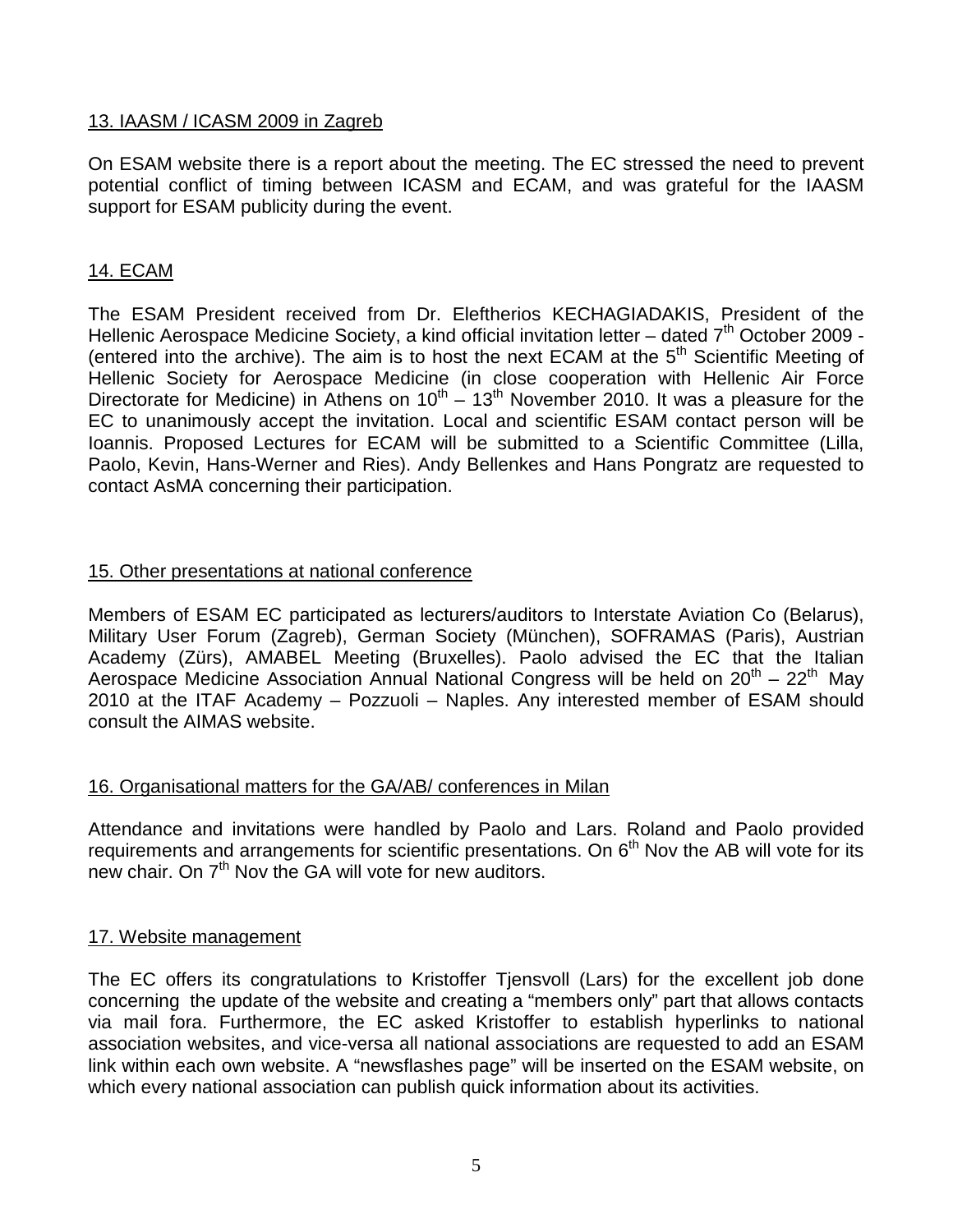## 13. IAASM / ICASM 2009 in Zagreb

On ESAM website there is a report about the meeting. The EC stressed the need to prevent potential conflict of timing between ICASM and ECAM, and was grateful for the IAASM support for ESAM publicity during the event.

## 14. ECAM

The ESAM President received from Dr. Eleftherios KECHAGIADAKIS, President of the Hellenic Aerospace Medicine Society, a kind official invitation letter – dated 7th October 2009 - (entered into the archive). The aim is to host the next ECAM at the 5th Scientific Meeting of Hellenic Society for Aerospace Medicine (in close cooperation with Hellenic Air Force Directorate for Medicine) in Athens on 10th – 13th November 2010. It was a pleasure for the EC to unanimously accept the invitation. Local and scientific ESAM contact person will be Ioannis. Proposed Lectures for ECAM will be submitted to a Scientific Committee (Lilla, Paolo, Kevin, Hans-Werner and Ries). Andy Bellenkes and Hans Pongratz are requested to contact AsMA concerning their participation.

## 15. Other presentations at national conference

Members of ESAM EC participated as lecturers/auditors to Interstate Aviation Co (Belarus), Military User Forum (Zagreb), German Society (München), SOFRAMAS (Paris), Austrian Academy (Zürs), AMABEL Meeting (Bruxelles). Paolo advised the EC that the Italian Aerospace Medicine Association Annual National Congress will be held on 20th – 22th May 2010 at the ITAF Academy – Pozzuoli – Naples. Any interested member of ESAM should consult the AIMAS website.

## 16. Organisational matters for the GA/AB/ conferences in Milan

Attendance and invitations were handled by Paolo and Lars. Roland and Paolo provided requirements and arrangements for scientific presentations. On 6th Nov the AB will vote for its new chair. On 7th Nov the GA will vote for new auditors.

## 17. Website management

The EC offers its congratulations to Kristoffer Tjensvoll (Lars) for the excellent job done concerning the update of the website and creating a "members only" part that allows contacts via mail fora. Furthermore, the EC asked Kristoffer to establish hyperlinks to national association websites, and vice-versa all national associations are requested to add an ESAM link within each own website. A "newsflashes page" will be inserted on the ESAM website, on which every national association can publish quick information about its activities.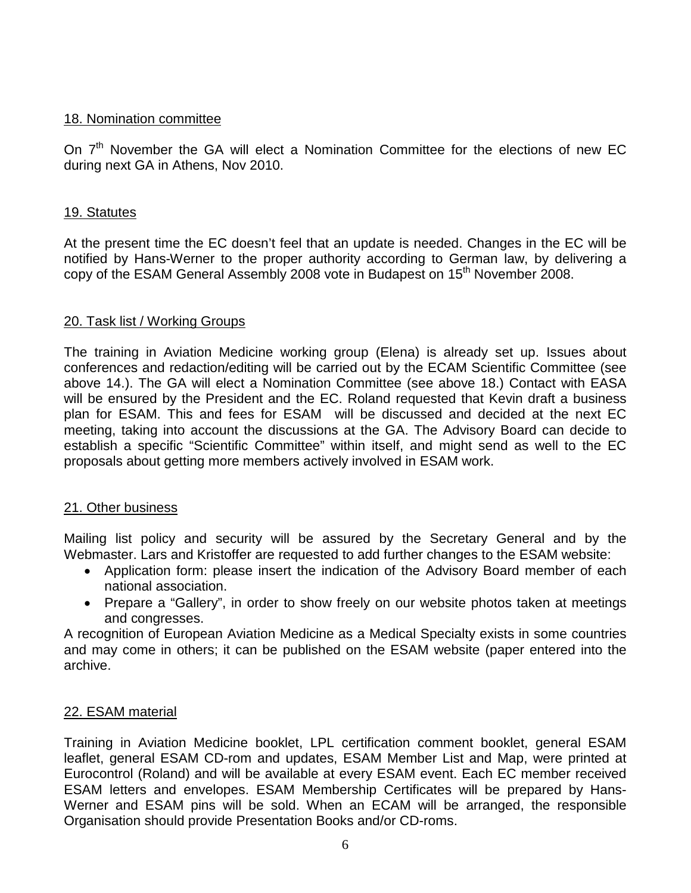18. Nomination committee

On 7th November the GA will elect a Nomination Committee for the elections of new EC during next GA in Athens, Nov 2010.

19. Statutes

At the present time the EC doesn't feel that an update is needed. Changes in the EC will be notified by Hans-Werner to the proper authority according to German law, by delivering a copy of the ESAM General Assembly 2008 vote in Budapest on 15th November 2008.

20. Task list / Working Groups

The training in Aviation Medicine working group (Elena) is already set up. Issues about conferences and redaction/editing will be carried out by the ECAM Scientific Committee (see above 14.). The GA will elect a Nomination Committee (see above 18.) Contact with EASA will be ensured by the President and the EC. Roland requested that Kevin draft a business plan for ESAM. This and fees for ESAM will be discussed and decided at the next EC meeting, taking into account the discussions at the GA. The Advisory Board can decide to establish a specific "Scientific Committee" within itself, and might send as well to the EC proposals about getting more members actively involved in ESAM work.

21. Other business

Mailing list policy and security will be assured by the Secretary General and by the Webmaster. Lars and Kristoffer are requested to add further changes to the ESAM website:

- Application form: please insert the indication of the Advisory Board member of each national association.
- Prepare a "Gallery", in order to show freely on our website photos taken at meetings and congresses.

A recognition of European Aviation Medicine as a Medical Specialty exists in some countries and may come in others; it can be published on the ESAM website (paper entered into the archive.

22. ESAM material

Training in Aviation Medicine booklet, LPL certification comment booklet, general ESAM leaflet, general ESAM CD-rom and updates, ESAM Member List and Map, were printed at Eurocontrol (Roland) and will be available at every ESAM event. Each EC member received ESAM letters and envelopes. ESAM Membership Certificates will be prepared by Hans-Werner and ESAM pins will be sold. When an ECAM will be arranged, the responsible Organisation should provide Presentation Books and/or CD-roms.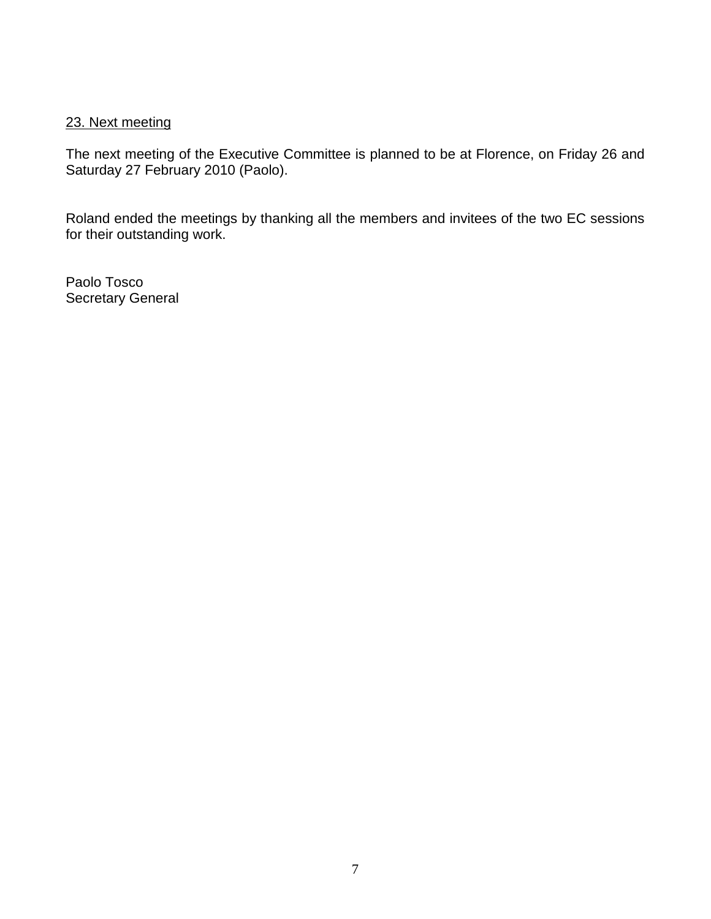<u>23. Next meeting</u>

The next meeting of the Executive Committee is planned to be at Florence, on Friday 26 and Saturday 27 February 2010 (Paolo).

Roland ended the meetings by thanking all the members and invitees of the two EC sessions for their outstanding work.

Paolo Tosco
Secretary General